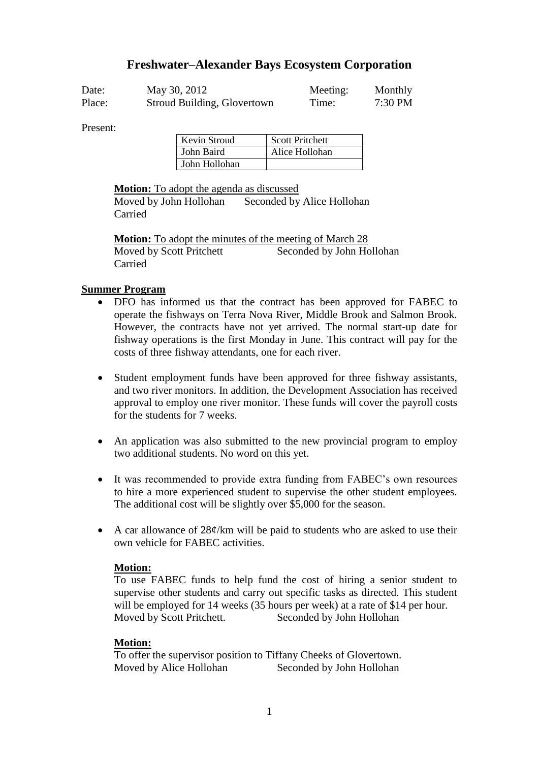# Freshwater–Alexander Bays Ecosystem Corporation

| | | | |
|---|---|---|---|
| Date: | May 30, 2012 | Meeting: | Monthly |
| Place: | Stroud Building, Glovertown | Time: | 7:30 PM |

Present:

| | |
|---|---|
| Kevin Stroud | Scott Pritchett |
| John Baird | Alice Hollohan |
| John Hollohan | |

**Motion:** To adopt the agenda as discussed
Moved by John Hollohan Seconded by Alice Hollohan
Carried

**Motion:** To adopt the minutes of the meeting of March 28
Moved by Scott Pritchett Seconded by John Hollohan
Carried

**Summer Program**

- DFO has informed us that the contract has been approved for FABEC to operate the fishways on Terra Nova River, Middle Brook and Salmon Brook. However, the contracts have not yet arrived. The normal start-up date for fishway operations is the first Monday in June. This contract will pay for the costs of three fishway attendants, one for each river.

- Student employment funds have been approved for three fishway assistants, and two river monitors. In addition, the Development Association has received approval to employ one river monitor. These funds will cover the payroll costs for the students for 7 weeks.

- An application was also submitted to the new provincial program to employ two additional students. No word on this yet.

- It was recommended to provide extra funding from FABEC's own resources to hire a more experienced student to supervise the other student employees. The additional cost will be slightly over $5,000 for the season.

- A car allowance of 28¢/km will be paid to students who are asked to use their own vehicle for FABEC activities.

**Motion:**
To use FABEC funds to help fund the cost of hiring a senior student to supervise other students and carry out specific tasks as directed. This student will be employed for 14 weeks (35 hours per week) at a rate of $14 per hour.
Moved by Scott Pritchett. Seconded by John Hollohan

**Motion:**
To offer the supervisor position to Tiffany Cheeks of Glovertown.
Moved by Alice Hollohan Seconded by John Hollohan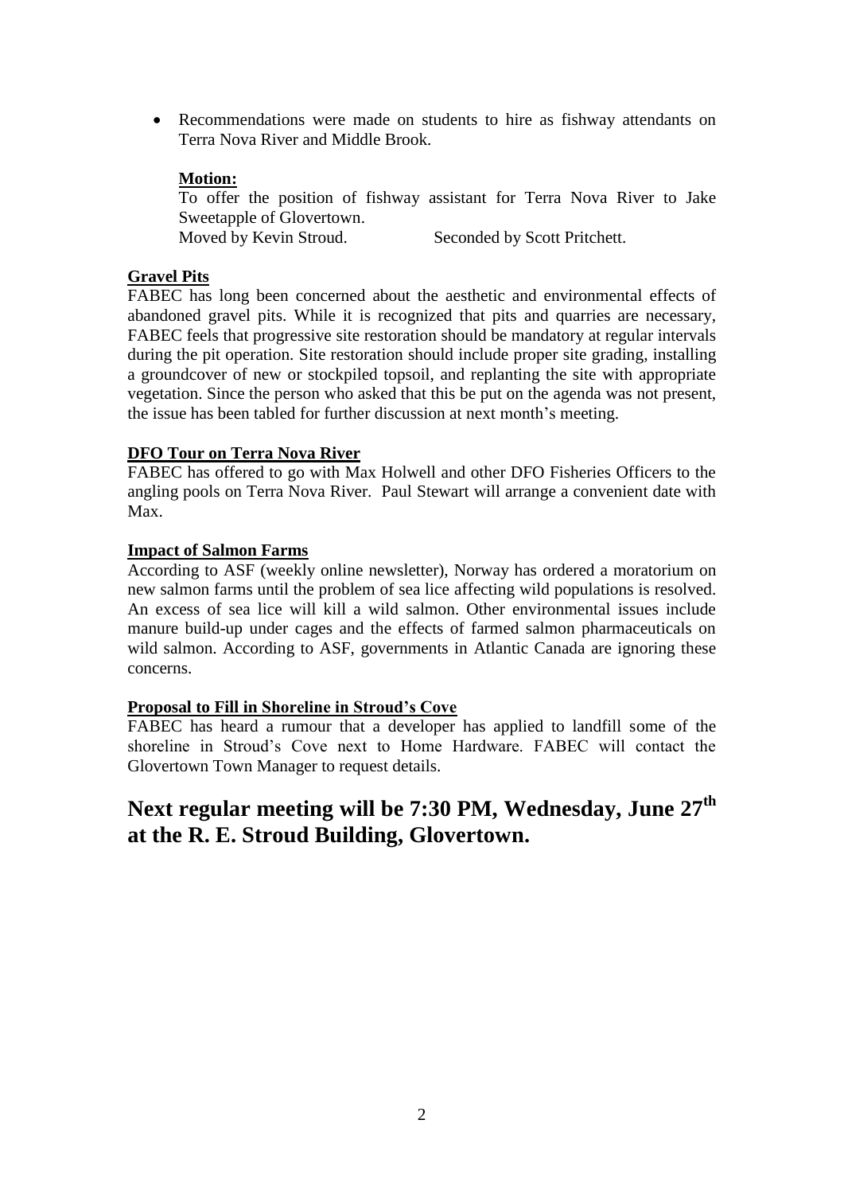- Recommendations were made on students to hire as fishway attendants on Terra Nova River and Middle Brook.

  **Motion:**
  To offer the position of fishway assistant for Terra Nova River to Jake Sweetapple of Glovertown.
  Moved by Kevin Stroud. Seconded by Scott Pritchett.

**Gravel Pits**

FABEC has long been concerned about the aesthetic and environmental effects of abandoned gravel pits. While it is recognized that pits and quarries are necessary, FABEC feels that progressive site restoration should be mandatory at regular intervals during the pit operation. Site restoration should include proper site grading, installing a groundcover of new or stockpiled topsoil, and replanting the site with appropriate vegetation. Since the person who asked that this be put on the agenda was not present, the issue has been tabled for further discussion at next month's meeting.

**DFO Tour on Terra Nova River**

FABEC has offered to go with Max Holwell and other DFO Fisheries Officers to the angling pools on Terra Nova River. Paul Stewart will arrange a convenient date with Max.

**Impact of Salmon Farms**

According to ASF (weekly online newsletter), Norway has ordered a moratorium on new salmon farms until the problem of sea lice affecting wild populations is resolved. An excess of sea lice will kill a wild salmon. Other environmental issues include manure build-up under cages and the effects of farmed salmon pharmaceuticals on wild salmon. According to ASF, governments in Atlantic Canada are ignoring these concerns.

**Proposal to Fill in Shoreline in Stroud's Cove**

FABEC has heard a rumour that a developer has applied to landfill some of the shoreline in Stroud's Cove next to Home Hardware. FABEC will contact the Glovertown Town Manager to request details.

## Next regular meeting will be 7:30 PM, Wednesday, June 27th at the R. E. Stroud Building, Glovertown.